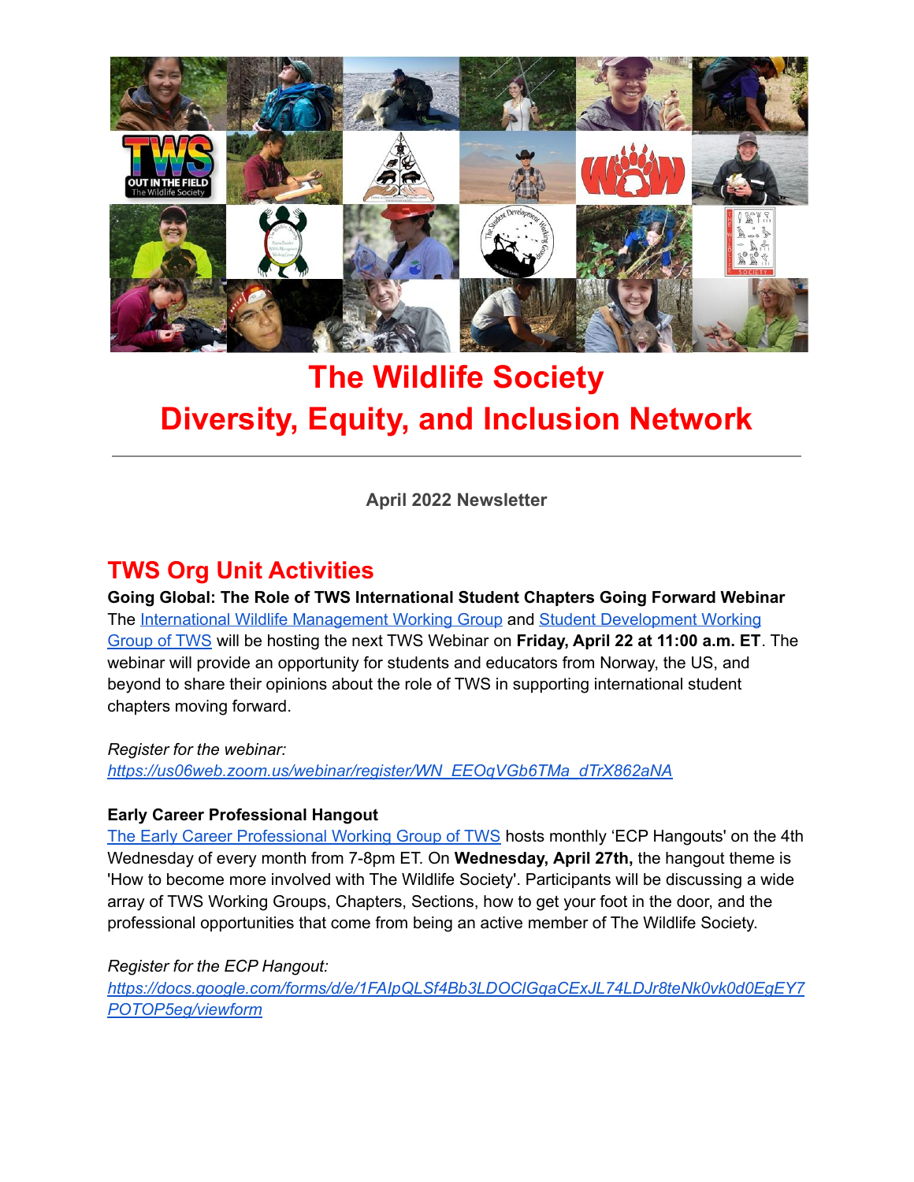# The Wildlife Society
# Diversity, Equity, and Inclusion Network

---

**April 2022 Newsletter**

## TWS Org Unit Activities

**Going Global: The Role of TWS International Student Chapters Going Forward Webinar**

The International Wildlife Management Working Group and Student Development Working Group of TWS will be hosting the next TWS Webinar on **Friday, April 22 at 11:00 a.m. ET**. The webinar will provide an opportunity for students and educators from Norway, the US, and beyond to share their opinions about the role of TWS in supporting international student chapters moving forward.

*Register for the webinar:*
*https://us06web.zoom.us/webinar/register/WN_EEOqVGb6TMa_dTrX862aNA*

**Early Career Professional Hangout**

The Early Career Professional Working Group of TWS hosts monthly 'ECP Hangouts' on the 4th Wednesday of every month from 7-8pm ET. On **Wednesday, April 27th,** the hangout theme is 'How to become more involved with The Wildlife Society'. Participants will be discussing a wide array of TWS Working Groups, Chapters, Sections, how to get your foot in the door, and the professional opportunities that come from being an active member of The Wildlife Society.

*Register for the ECP Hangout:*
*https://docs.google.com/forms/d/e/1FAIpQLSf4Bb3LDOClGqaCExJL74LDJr8teNk0vk0d0EgEY7POTOP5eg/viewform*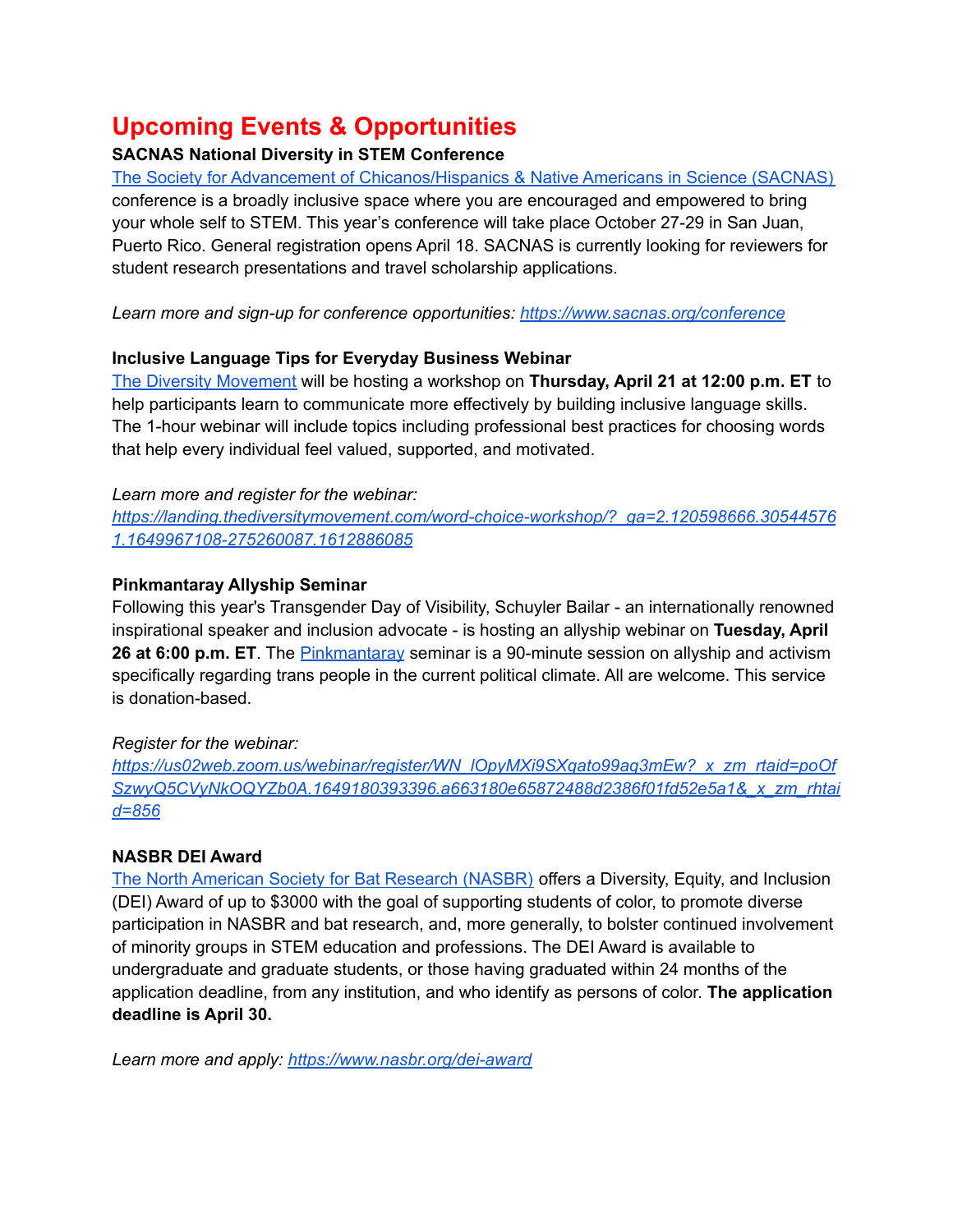# Upcoming Events & Opportunities

**SACNAS National Diversity in STEM Conference**

[The Society for Advancement of Chicanos/Hispanics & Native Americans in Science (SACNAS)](https://www.sacnas.org/conference) conference is a broadly inclusive space where you are encouraged and empowered to bring your whole self to STEM. This year's conference will take place October 27-29 in San Juan, Puerto Rico. General registration opens April 18. SACNAS is currently looking for reviewers for student research presentations and travel scholarship applications.

*Learn more and sign-up for conference opportunities: [https://www.sacnas.org/conference](https://www.sacnas.org/conference)*

**Inclusive Language Tips for Everyday Business Webinar**

The Diversity Movement will be hosting a workshop on **Thursday, April 21 at 12:00 p.m. ET** to help participants learn to communicate more effectively by building inclusive language skills. The 1-hour webinar will include topics including professional best practices for choosing words that help every individual feel valued, supported, and motivated.

*Learn more and register for the webinar:*
*[https://landing.thediversitymovement.com/word-choice-workshop/?_ga=2.120598666.305445761.1649967108-275260087.1612886085](https://landing.thediversitymovement.com/word-choice-workshop/?_ga=2.120598666.305445761.1649967108-275260087.1612886085)*

**Pinkmantaray Allyship Seminar**

Following this year's Transgender Day of Visibility, Schuyler Bailar - an internationally renowned inspirational speaker and inclusion advocate - is hosting an allyship webinar on **Tuesday, April 26 at 6:00 p.m. ET**. The Pinkmantaray seminar is a 90-minute session on allyship and activism specifically regarding trans people in the current political climate. All are welcome. This service is donation-based.

*Register for the webinar:*
*[https://us02web.zoom.us/webinar/register/WN_lOpyMXi9SXqato99aq3mEw?_x_zm_rtaid=poOfSzwyQ5CVyNkOQYZb0A.1649180393396.a663180e65872488d2386f01fd52e5a1&_x_zm_rhtaid=856](https://us02web.zoom.us/webinar/register/WN_lOpyMXi9SXqato99aq3mEw?_x_zm_rtaid=poOfSzwyQ5CVyNkOQYZb0A.1649180393396.a663180e65872488d2386f01fd52e5a1&_x_zm_rhtaid=856)*

**NASBR DEI Award**

[The North American Society for Bat Research (NASBR)](https://www.nasbr.org/dei-award) offers a Diversity, Equity, and Inclusion (DEI) Award of up to $3000 with the goal of supporting students of color, to promote diverse participation in NASBR and bat research, and, more generally, to bolster continued involvement of minority groups in STEM education and professions. The DEI Award is available to undergraduate and graduate students, or those having graduated within 24 months of the application deadline, from any institution, and who identify as persons of color. **The application deadline is April 30.**

*Learn more and apply: [https://www.nasbr.org/dei-award](https://www.nasbr.org/dei-award)*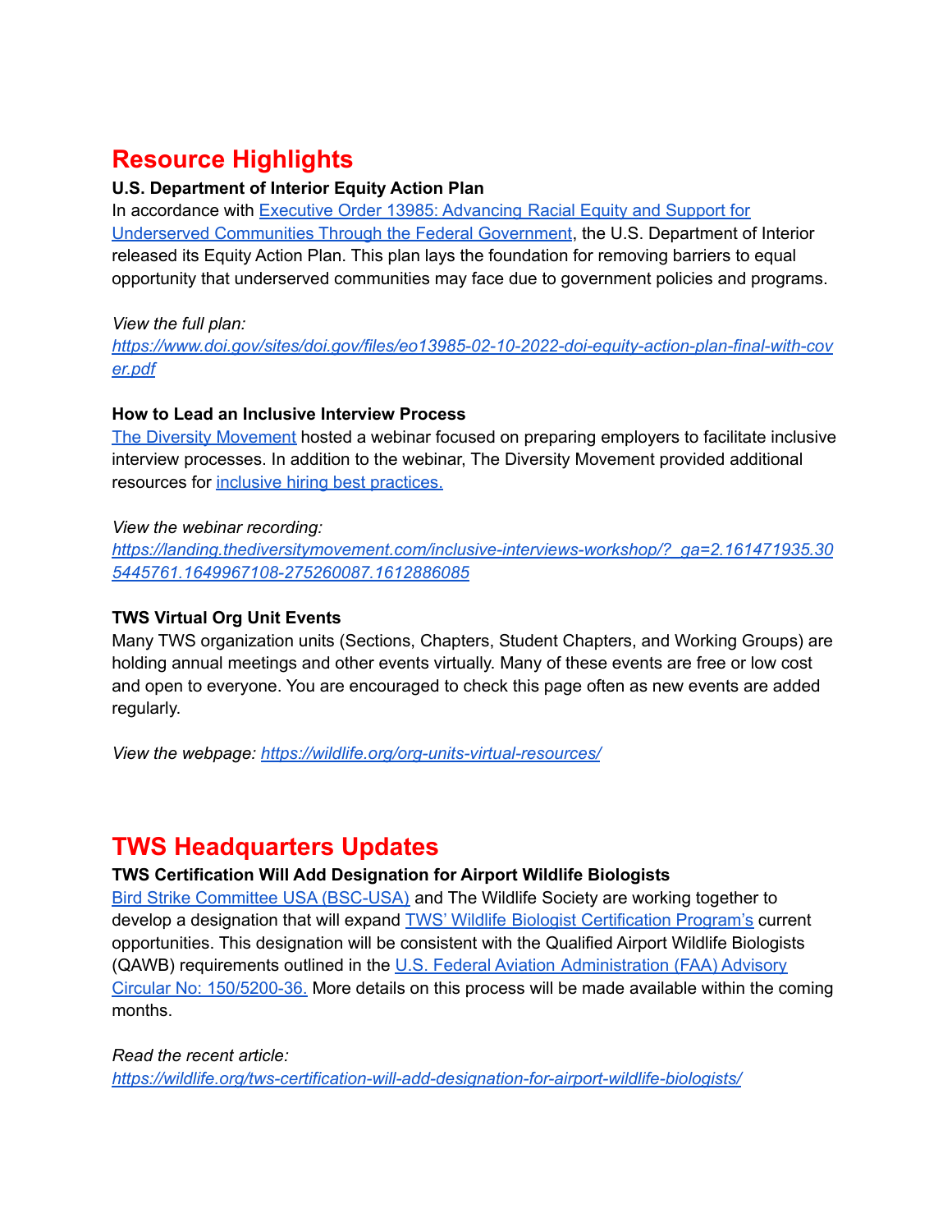## Resource Highlights

**U.S. Department of Interior Equity Action Plan**

In accordance with Executive Order 13985: Advancing Racial Equity and Support for Underserved Communities Through the Federal Government, the U.S. Department of Interior released its Equity Action Plan. This plan lays the foundation for removing barriers to equal opportunity that underserved communities may face due to government policies and programs.

*View the full plan:*
*https://www.doi.gov/sites/doi.gov/files/eo13985-02-10-2022-doi-equity-action-plan-final-with-cover.pdf*

**How to Lead an Inclusive Interview Process**

The Diversity Movement hosted a webinar focused on preparing employers to facilitate inclusive interview processes. In addition to the webinar, The Diversity Movement provided additional resources for inclusive hiring best practices.

*View the webinar recording:*
*https://landing.thediversitymovement.com/inclusive-interviews-workshop/?_ga=2.161471935.305445761.1649967108-275260087.1612886085*

**TWS Virtual Org Unit Events**

Many TWS organization units (Sections, Chapters, Student Chapters, and Working Groups) are holding annual meetings and other events virtually. Many of these events are free or low cost and open to everyone. You are encouraged to check this page often as new events are added regularly.

*View the webpage: https://wildlife.org/org-units-virtual-resources/*

## TWS Headquarters Updates

**TWS Certification Will Add Designation for Airport Wildlife Biologists**

Bird Strike Committee USA (BSC-USA) and The Wildlife Society are working together to develop a designation that will expand TWS' Wildlife Biologist Certification Program's current opportunities. This designation will be consistent with the Qualified Airport Wildlife Biologists (QAWB) requirements outlined in the U.S. Federal Aviation Administration (FAA) Advisory Circular No: 150/5200-36. More details on this process will be made available within the coming months.

*Read the recent article:*
*https://wildlife.org/tws-certification-will-add-designation-for-airport-wildlife-biologists/*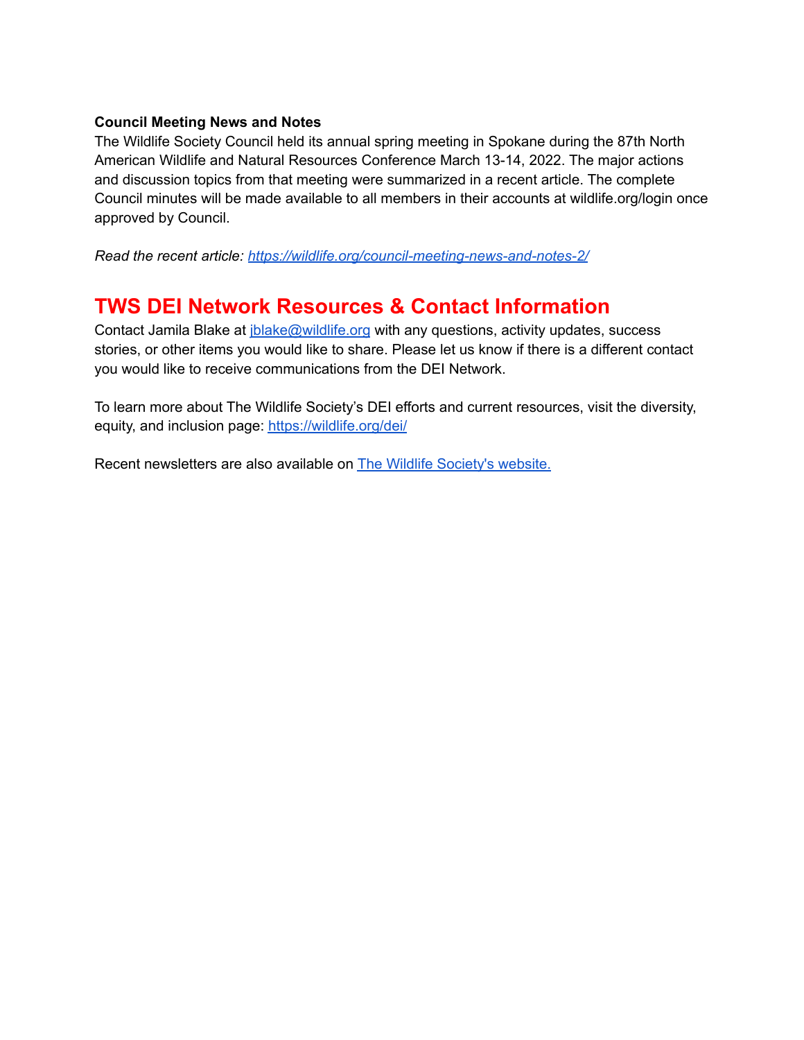**Council Meeting News and Notes**

The Wildlife Society Council held its annual spring meeting in Spokane during the 87th North American Wildlife and Natural Resources Conference March 13-14, 2022. The major actions and discussion topics from that meeting were summarized in a recent article. The complete Council minutes will be made available to all members in their accounts at wildlife.org/login once approved by Council.

*Read the recent article: https://wildlife.org/council-meeting-news-and-notes-2/*

## TWS DEI Network Resources & Contact Information

Contact Jamila Blake at jblake@wildlife.org with any questions, activity updates, success stories, or other items you would like to share. Please let us know if there is a different contact you would like to receive communications from the DEI Network.

To learn more about The Wildlife Society's DEI efforts and current resources, visit the diversity, equity, and inclusion page: https://wildlife.org/dei/

Recent newsletters are also available on The Wildlife Society's website.